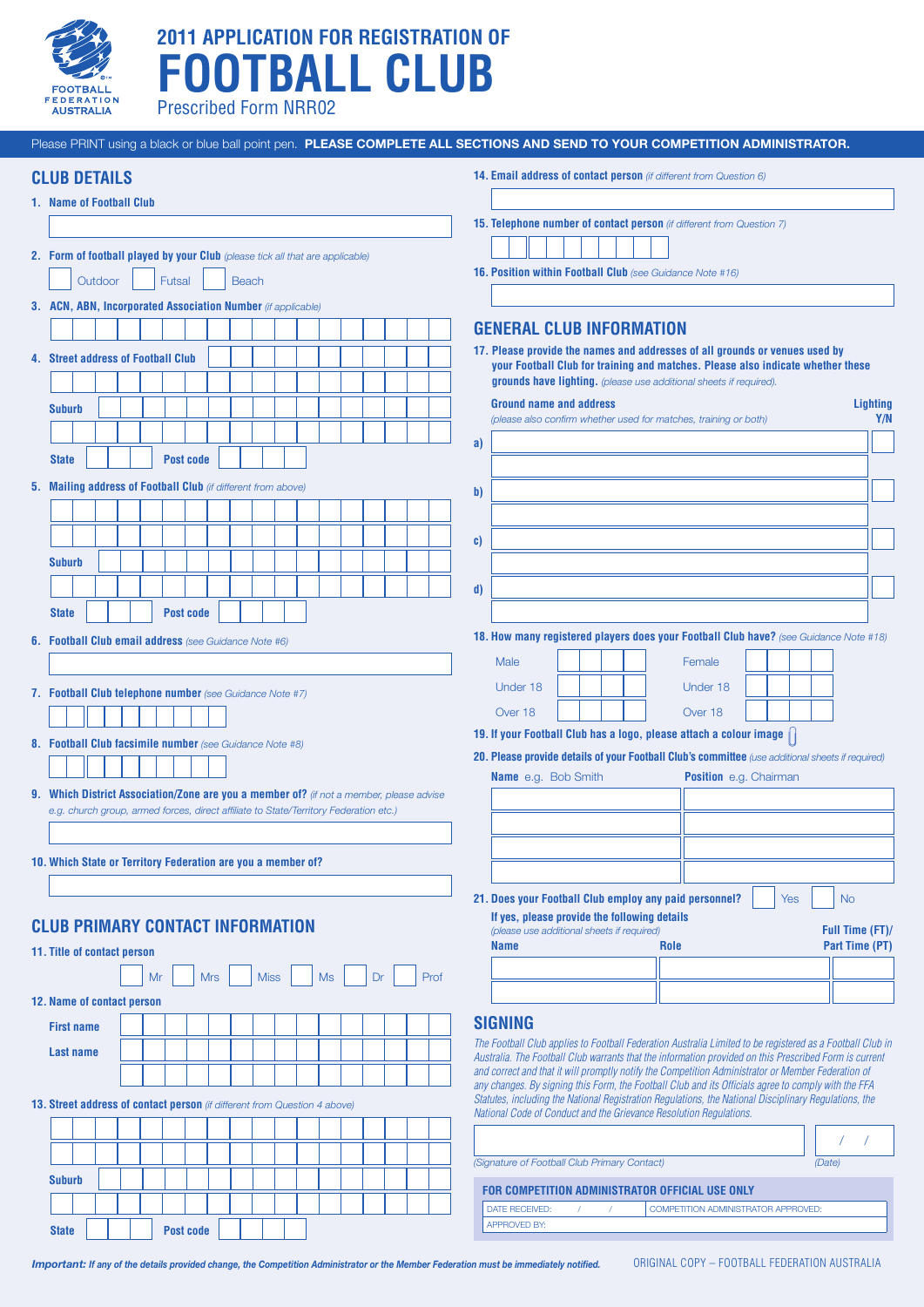# 2011 APPLICATION FOR REGISTRATION OF FOOTBALL CLUB

Prescribed Form NRR02

Please PRINT using a black or blue ball point pen. **PLEASE COMPLETE ALL SECTIONS AND SEND TO YOUR COMPETITION ADMINISTRATOR.**

## CLUB DETAILS

**1. Name of Football Club**

**2. Form of football played by your Club** *(please tick all that are applicable)*

☐ Outdoor ☐ Futsal ☐ Beach

**3. ACN, ABN, Incorporated Association Number** *(if applicable)*

**4. Street address of Football Club**

**Suburb**

**State** **Post code**

**5. Mailing address of Football Club** *(if different from above)*

**Suburb**

**State** **Post code**

**6. Football Club email address** *(see Guidance Note #6)*

**7. Football Club telephone number** *(see Guidance Note #7)*

**8. Football Club facsimile number** *(see Guidance Note #8)*

**9. Which District Association/Zone are you a member of?** *(if not a member, please advise e.g. church group, armed forces, direct affiliate to State/Territory Federation etc.)*

**10. Which State or Territory Federation are you a member of?**

## CLUB PRIMARY CONTACT INFORMATION

**11. Title of contact person**

☐ Mr ☐ Mrs ☐ Miss ☐ Ms ☐ Dr ☐ Prof

**12. Name of contact person**

**First name**

**Last name**

**13. Street address of contact person** *(if different from Question 4 above)*

**Suburb**

**State** **Post code**

**14. Email address of contact person** *(if different from Question 6)*

**15. Telephone number of contact person** *(if different from Question 7)*

**16. Position within Football Club** *(see Guidance Note #16)*

## GENERAL CLUB INFORMATION

**17. Please provide the names and addresses of all grounds or venues used by your Football Club for training and matches. Please also indicate whether these grounds have lighting.** *(please use additional sheets if required).*

| | Ground name and address *(please also confirm whether used for matches, training or both)* | Lighting Y/N |
|---|---|---|
| a) | | |
| b) | | |
| c) | | |
| d) | | |

**18. How many registered players does your Football Club have?** *(see Guidance Note #18)*

| | | | |
|---|---|---|---|
| Male | | Female | |
| Under 18 | | Under 18 | |
| Over 18 | | Over 18 | |

**19. If your Football Club has a logo, please attach a colour image**

**20. Please provide details of your Football Club's committee** *(use additional sheets if required)*

| **Name** e.g. Bob Smith | **Position** e.g. Chairman |
|---|---|
| | |
| | |
| | |
| | |

**21. Does your Football Club employ any paid personnel?** ☐ Yes ☐ No

**If yes, please provide the following details**
*(please use additional sheets if required)*

| Name | Role | Full Time (FT)/ Part Time (PT) |
|---|---|---|
| | | |
| | | |

## SIGNING

*The Football Club applies to Football Federation Australia Limited to be registered as a Football Club in Australia. The Football Club warrants that the information provided on this Prescribed Form is current and correct and that it will promptly notify the Competition Administrator or Member Federation of any changes. By signing this Form, the Football Club and its Officials agree to comply with the FFA Statutes, including the National Registration Regulations, the National Disciplinary Regulations, the National Code of Conduct and the Grievance Resolution Regulations.*

*(Signature of Football Club Primary Contact)* *(Date)* / /

**FOR COMPETITION ADMINISTRATOR OFFICIAL USE ONLY**

| DATE RECEIVED: / / | COMPETITION ADMINISTRATOR APPROVED: |
|---|---|
| APPROVED BY: | |

***Important:*** ***If any of the details provided change, the Competition Administrator or the Member Federation must be immediately notified.***

ORIGINAL COPY – FOOTBALL FEDERATION AUSTRALIA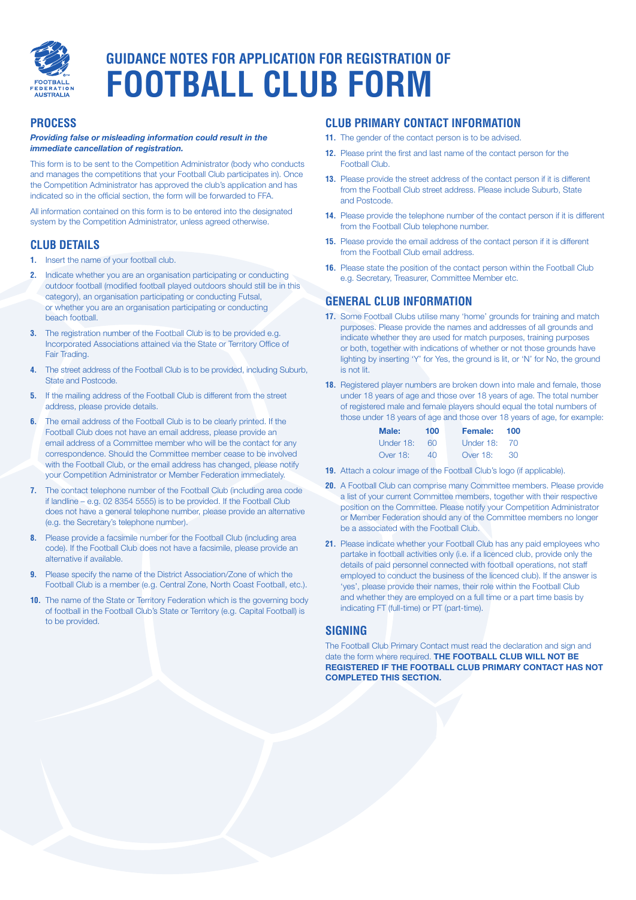# GUIDANCE NOTES FOR APPLICATION FOR REGISTRATION OF FOOTBALL CLUB FORM

## PROCESS

***Providing false or misleading information could result in the immediate cancellation of registration.***

This form is to be sent to the Competition Administrator (body who conducts and manages the competitions that your Football Club participates in). Once the Competition Administrator has approved the club's application and has indicated so in the official section, the form will be forwarded to FFA.

All information contained on this form is to be entered into the designated system by the Competition Administrator, unless agreed otherwise.

## CLUB DETAILS

1. Insert the name of your football club.
2. Indicate whether you are an organisation participating or conducting outdoor football (modified football played outdoors should still be in this category), an organisation participating or conducting Futsal, or whether you are an organisation participating or conducting beach football.
3. The registration number of the Football Club is to be provided e.g. Incorporated Associations attained via the State or Territory Office of Fair Trading.
4. The street address of the Football Club is to be provided, including Suburb, State and Postcode.
5. If the mailing address of the Football Club is different from the street address, please provide details.
6. The email address of the Football Club is to be clearly printed. If the Football Club does not have an email address, please provide an email address of a Committee member who will be the contact for any correspondence. Should the Committee member cease to be involved with the Football Club, or the email address has changed, please notify your Competition Administrator or Member Federation immediately.
7. The contact telephone number of the Football Club (including area code if landline – e.g. 02 8354 5555) is to be provided. If the Football Club does not have a general telephone number, please provide an alternative (e.g. the Secretary's telephone number).
8. Please provide a facsimile number for the Football Club (including area code). If the Football Club does not have a facsimile, please provide an alternative if available.
9. Please specify the name of the District Association/Zone of which the Football Club is a member (e.g. Central Zone, North Coast Football, etc.).
10. The name of the State or Territory Federation which is the governing body of football in the Football Club's State or Territory (e.g. Capital Football) is to be provided.

## CLUB PRIMARY CONTACT INFORMATION

11. The gender of the contact person is to be advised.
12. Please print the first and last name of the contact person for the Football Club.
13. Please provide the street address of the contact person if it is different from the Football Club street address. Please include Suburb, State and Postcode.
14. Please provide the telephone number of the contact person if it is different from the Football Club telephone number.
15. Please provide the email address of the contact person if it is different from the Football Club email address.
16. Please state the position of the contact person within the Football Club e.g. Secretary, Treasurer, Committee Member etc.

## GENERAL CLUB INFORMATION

17. Some Football Clubs utilise many 'home' grounds for training and match purposes. Please provide the names and addresses of all grounds and indicate whether they are used for match purposes, training purposes or both, together with indications of whether or not those grounds have lighting by inserting 'Y' for Yes, the ground is lit, or 'N' for No, the ground is not lit.
18. Registered player numbers are broken down into male and female, those under 18 years of age and those over 18 years of age. The total number of registered male and female players should equal the total numbers of those under 18 years of age and those over 18 years of age, for example:

| | | | |
|---|---|---|---|
| **Male:** | **100** | **Female:** | **100** |
| Under 18: | 60 | Under 18: | 70 |
| Over 18: | 40 | Over 18: | 30 |

19. Attach a colour image of the Football Club's logo (if applicable).
20. A Football Club can comprise many Committee members. Please provide a list of your current Committee members, together with their respective position on the Committee. Please notify your Competition Administrator or Member Federation should any of the Committee members no longer be a associated with the Football Club.
21. Please indicate whether your Football Club has any paid employees who partake in football activities only (i.e. if a licenced club, provide only the details of paid personnel connected with football operations, not staff employed to conduct the business of the licenced club). If the answer is 'yes', please provide their names, their role within the Football Club and whether they are employed on a full time or a part time basis by indicating FT (full-time) or PT (part-time).

## SIGNING

The Football Club Primary Contact must read the declaration and sign and date the form where required. **THE FOOTBALL CLUB WILL NOT BE REGISTERED IF THE FOOTBALL CLUB PRIMARY CONTACT HAS NOT COMPLETED THIS SECTION.**